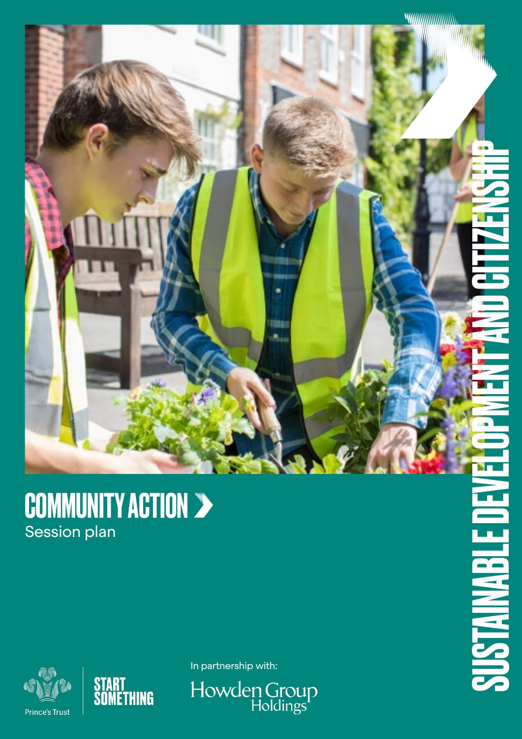# COMMUNITY ACTION

Session plan

SUSTAINABLE DEVELOPMENT AND CITIZENSHIP

Prince's Trust | START SOMETHING

In partnership with:

Howden Group Holdings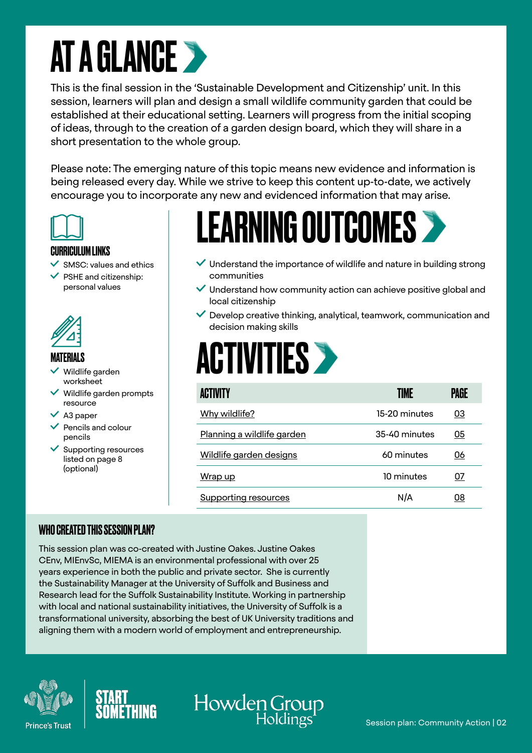# AT A GLANCE

This is the final session in the 'Sustainable Development and Citizenship' unit. In this session, learners will plan and design a small wildlife community garden that could be established at their educational setting. Learners will progress from the initial scoping of ideas, through to the creation of a garden design board, which they will share in a short presentation to the whole group.

Please note: The emerging nature of this topic means new evidence and information is being released every day. While we strive to keep this content up-to-date, we actively encourage you to incorporate any new and evidenced information that may arise.

### CURRICULUM LINKS

- SMSC: values and ethics
- PSHE and citizenship: personal values

### MATERIALS

- Wildlife garden worksheet
- Wildlife garden prompts resource
- A3 paper
- Pencils and colour pencils
- Supporting resources listed on page 8 (optional)

# LEARNING OUTCOMES

- Understand the importance of wildlife and nature in building strong communities
- Understand how community action can achieve positive global and local citizenship
- Develop creative thinking, analytical, teamwork, communication and decision making skills

# ACTIVITIES

| ACTIVITY | TIME | PAGE |
| --- | --- | --- |
| Why wildlife? | 15-20 minutes | 03 |
| Planning a wildlife garden | 35-40 minutes | 05 |
| Wildlife garden designs | 60 minutes | 06 |
| Wrap up | 10 minutes | 07 |
| Supporting resources | N/A | 08 |

### WHO CREATED THIS SESSION PLAN?

This session plan was co-created with Justine Oakes. Justine Oakes CEnv, MIEnvSc, MIEMA is an environmental professional with over 25 years experience in both the public and private sector. She is currently the Sustainability Manager at the University of Suffolk and Business and Research lead for the Suffolk Sustainability Institute. Working in partnership with local and national sustainability initiatives, the University of Suffolk is a transformational university, absorbing the best of UK University traditions and aligning them with a modern world of employment and entrepreneurship.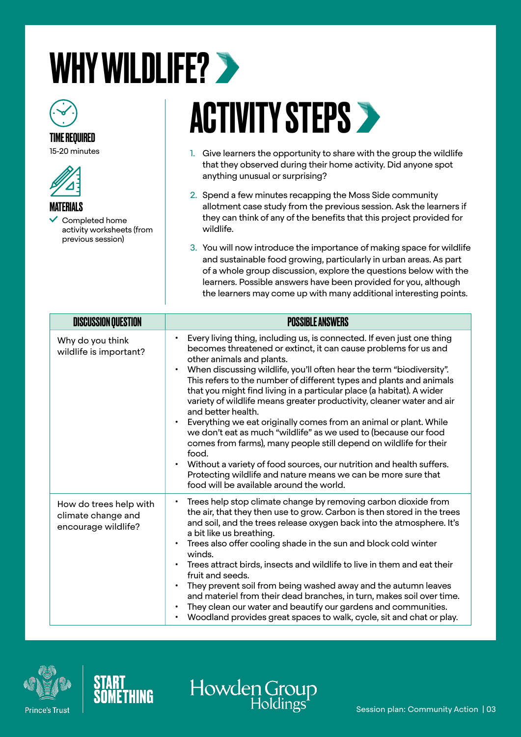# WHY WILDLIFE?

**TIME REQUIRED**

15-20 minutes

**MATERIALS**

- Completed home activity worksheets (from previous session)

## ACTIVITY STEPS

1. Give learners the opportunity to share with the group the wildlife that they observed during their home activity. Did anyone spot anything unusual or surprising?
2. Spend a few minutes recapping the Moss Side community allotment case study from the previous session. Ask the learners if they can think of any of the benefits that this project provided for wildlife.
3. You will now introduce the importance of making space for wildlife and sustainable food growing, particularly in urban areas. As part of a whole group discussion, explore the questions below with the learners. Possible answers have been provided for you, although the learners may come up with many additional interesting points.

| DISCUSSION QUESTION | POSSIBLE ANSWERS |
| --- | --- |
| Why do you think wildlife is important? | • Every living thing, including us, is connected. If even just one thing becomes threatened or extinct, it can cause problems for us and other animals and plants.<br>• When discussing wildlife, you'll often hear the term "biodiversity". This refers to the number of different types and plants and animals that you might find living in a particular place (a habitat). A wider variety of wildlife means greater productivity, cleaner water and air and better health.<br>• Everything we eat originally comes from an animal or plant. While we don't eat as much "wildlife" as we used to (because our food comes from farms), many people still depend on wildlife for their food.<br>• Without a variety of food sources, our nutrition and health suffers. Protecting wildlife and nature means we can be more sure that food will be available around the world. |
| How do trees help with climate change and encourage wildlife? | • Trees help stop climate change by removing carbon dioxide from the air, that they then use to grow. Carbon is then stored in the trees and soil, and the trees release oxygen back into the atmosphere. It's a bit like us breathing.<br>• Trees also offer cooling shade in the sun and block cold winter winds.<br>• Trees attract birds, insects and wildlife to live in them and eat their fruit and seeds.<br>• They prevent soil from being washed away and the autumn leaves and materiel from their dead branches, in turn, makes soil over time.<br>• They clean our water and beautify our gardens and communities.<br>• Woodland provides great spaces to walk, cycle, sit and chat or play. |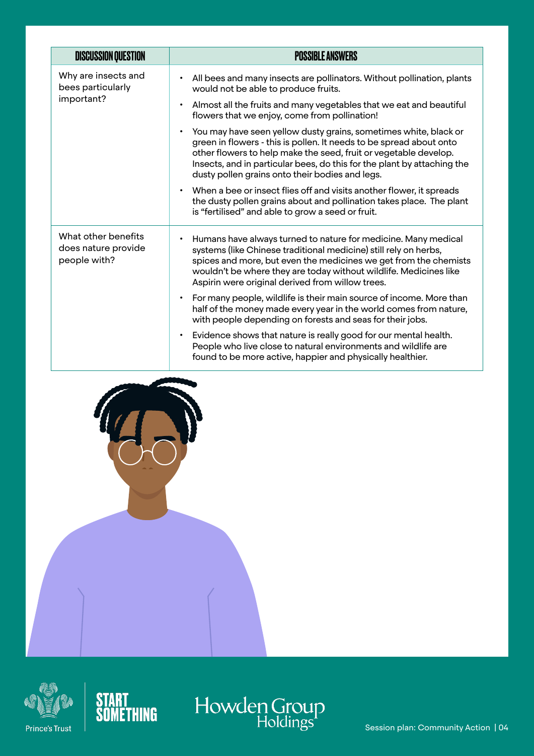| DISCUSSION QUESTION | POSSIBLE ANSWERS |
| --- | --- |
| Why are insects and bees particularly important? | • All bees and many insects are pollinators. Without pollination, plants would not be able to produce fruits.<br>• Almost all the fruits and many vegetables that we eat and beautiful flowers that we enjoy, come from pollination!<br>• You may have seen yellow dusty grains, sometimes white, black or green in flowers - this is pollen. It needs to be spread about onto other flowers to help make the seed, fruit or vegetable develop. Insects, and in particular bees, do this for the plant by attaching the dusty pollen grains onto their bodies and legs.<br>• When a bee or insect flies off and visits another flower, it spreads the dusty pollen grains about and pollination takes place. The plant is "fertilised" and able to grow a seed or fruit. |
| What other benefits does nature provide people with? | • Humans have always turned to nature for medicine. Many medical systems (like Chinese traditional medicine) still rely on herbs, spices and more, but even the medicines we get from the chemists wouldn't be where they are today without wildlife. Medicines like Aspirin were original derived from willow trees.<br>• For many people, wildlife is their main source of income. More than half of the money made every year in the world comes from nature, with people depending on forests and seas for their jobs.<br>• Evidence shows that nature is really good for our mental health. People who live close to natural environments and wildlife are found to be more active, happier and physically healthier. |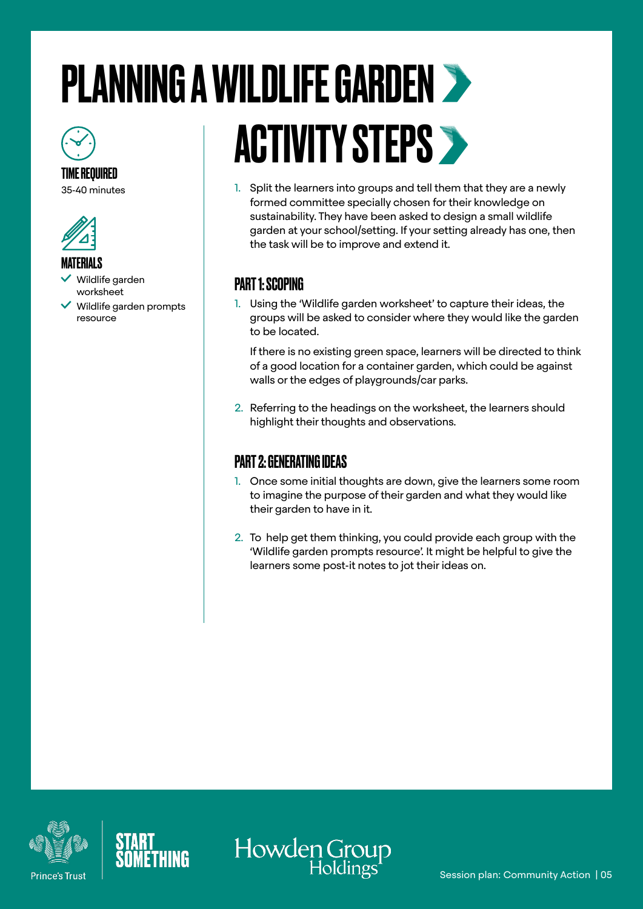# PLANNING A WILDLIFE GARDEN

**TIME REQUIRED**
35-40 minutes

**MATERIALS**
- Wildlife garden worksheet
- Wildlife garden prompts resource

## ACTIVITY STEPS

1. Split the learners into groups and tell them that they are a newly formed committee specially chosen for their knowledge on sustainability. They have been asked to design a small wildlife garden at your school/setting. If your setting already has one, then the task will be to improve and extend it.

### PART 1: SCOPING

1. Using the 'Wildlife garden worksheet' to capture their ideas, the groups will be asked to consider where they would like the garden to be located.

   If there is no existing green space, learners will be directed to think of a good location for a container garden, which could be against walls or the edges of playgrounds/car parks.

2. Referring to the headings on the worksheet, the learners should highlight their thoughts and observations.

### PART 2: GENERATING IDEAS

1. Once some initial thoughts are down, give the learners some room to imagine the purpose of their garden and what they would like their garden to have in it.

2. To help get them thinking, you could provide each group with the 'Wildlife garden prompts resource'. It might be helpful to give the learners some post-it notes to jot their ideas on.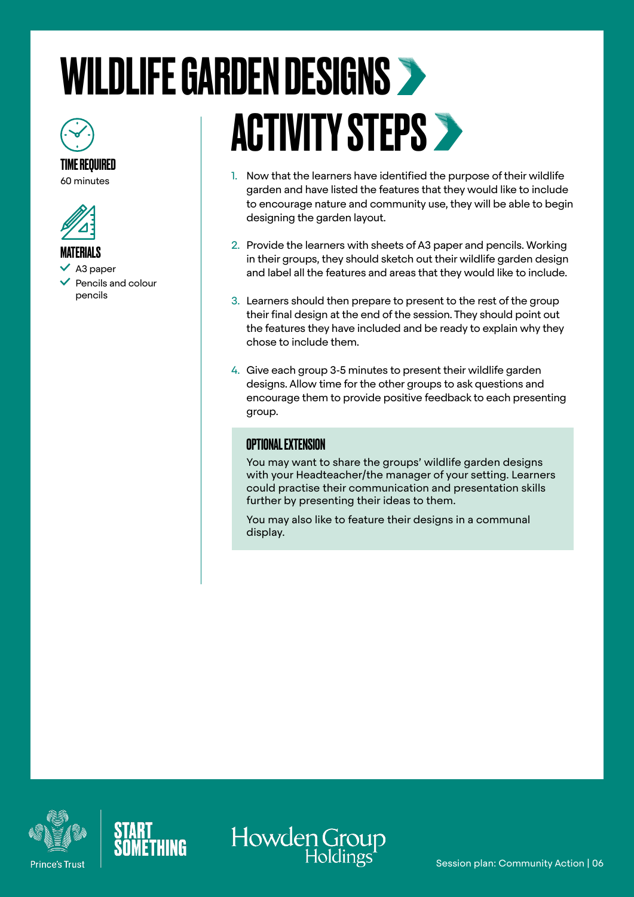# WILDLIFE GARDEN DESIGNS

**TIME REQUIRED**

60 minutes

**MATERIALS**

- A3 paper
- Pencils and colour pencils

## ACTIVITY STEPS

1. Now that the learners have identified the purpose of their wildlife garden and have listed the features that they would like to include to encourage nature and community use, they will be able to begin designing the garden layout.

2. Provide the learners with sheets of A3 paper and pencils. Working in their groups, they should sketch out their wildlife garden design and label all the features and areas that they would like to include.

3. Learners should then prepare to present to the rest of the group their final design at the end of the session. They should point out the features they have included and be ready to explain why they chose to include them.

4. Give each group 3-5 minutes to present their wildlife garden designs. Allow time for the other groups to ask questions and encourage them to provide positive feedback to each presenting group.

### OPTIONAL EXTENSION

You may want to share the groups' wildlife garden designs with your Headteacher/the manager of your setting. Learners could practise their communication and presentation skills further by presenting their ideas to them.

You may also like to feature their designs in a communal display.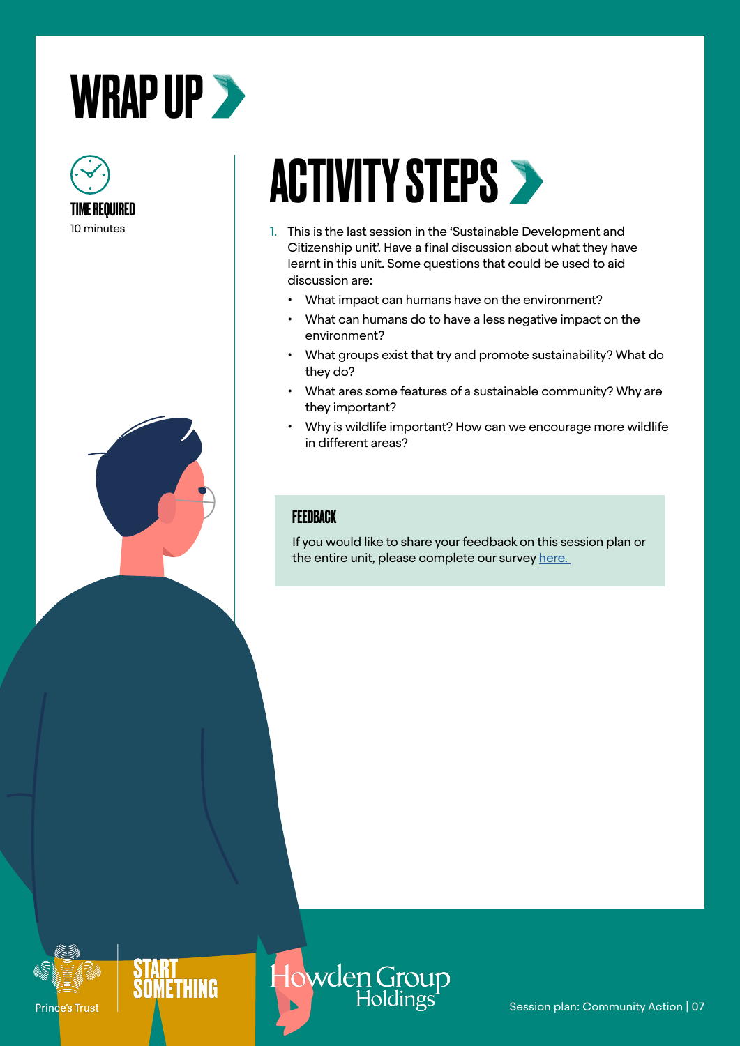# WRAP UP

**TIME REQUIRED**
10 minutes

## ACTIVITY STEPS

1. This is the last session in the 'Sustainable Development and Citizenship unit'. Have a final discussion about what they have learnt in this unit. Some questions that could be used to aid discussion are:
   - What impact can humans have on the environment?
   - What can humans do to have a less negative impact on the environment?
   - What groups exist that try and promote sustainability? What do they do?
   - What ares some features of a sustainable community? Why are they important?
   - Why is wildlife important? How can we encourage more wildlife in different areas?

### FEEDBACK

If you would like to share your feedback on this session plan or the entire unit, please complete our survey here.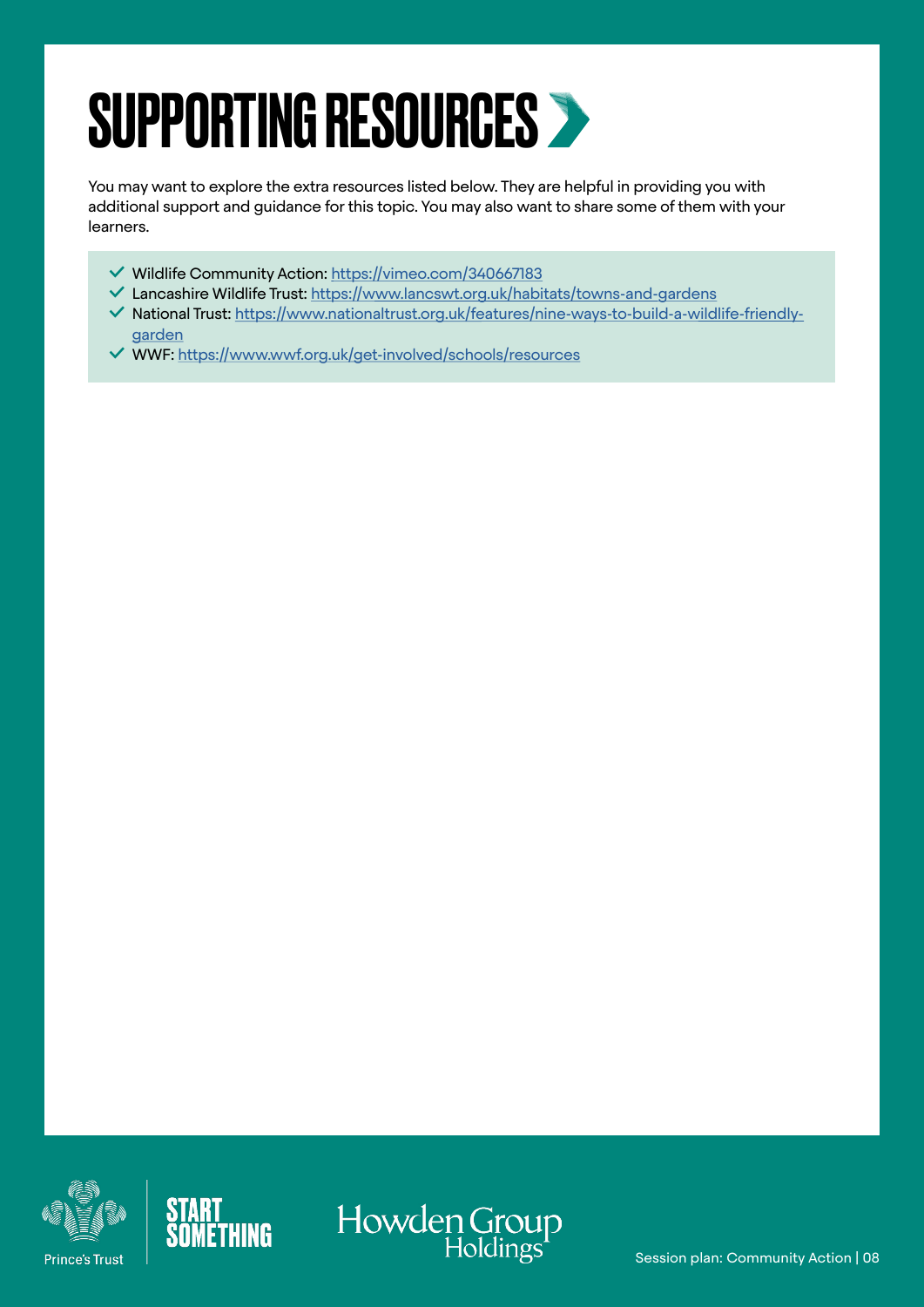# SUPPORTING RESOURCES

You may want to explore the extra resources listed below. They are helpful in providing you with additional support and guidance for this topic. You may also want to share some of them with your learners.

- Wildlife Community Action: https://vimeo.com/340667183
- Lancashire Wildlife Trust: https://www.lancswt.org.uk/habitats/towns-and-gardens
- National Trust: https://www.nationaltrust.org.uk/features/nine-ways-to-build-a-wildlife-friendly-garden
- WWF: https://www.wwf.org.uk/get-involved/schools/resources